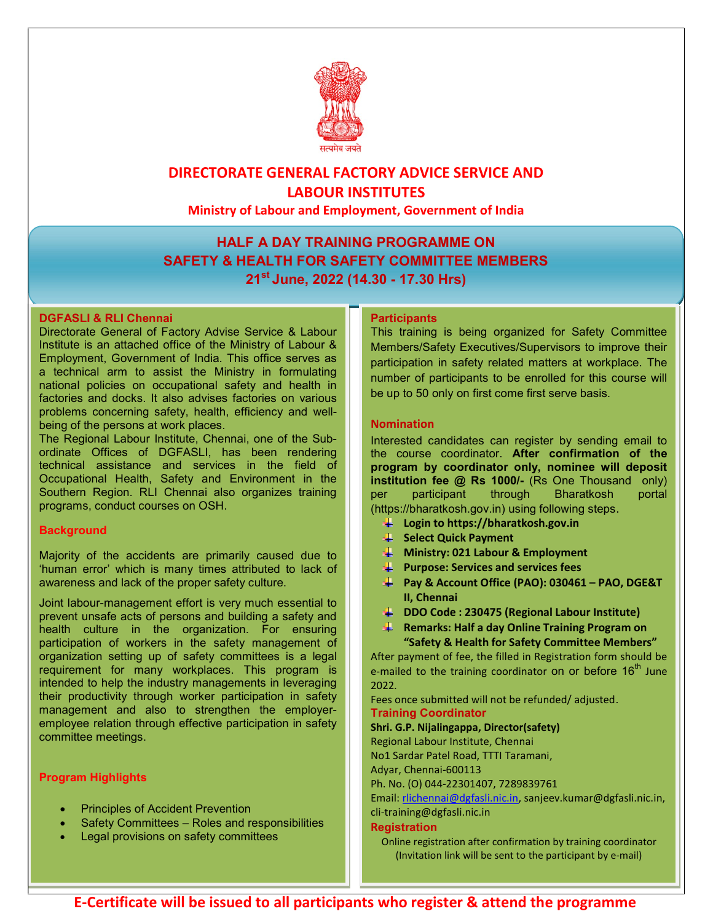सत्यमेव जयते

# DIRECTORATE GENERAL FACTORY ADVICE SERVICE AND LABOUR INSTITUTES

**Ministry of Labour and Employment, Government of India**

## HALF A DAY TRAINING PROGRAMME ON SAFETY & HEALTH FOR SAFETY COMMITTEE MEMBERS

**21st June, 2022 (14.30 - 17.30 Hrs)**

### DGFASLI & RLI Chennai

Directorate General of Factory Advise Service & Labour Institute is an attached office of the Ministry of Labour & Employment, Government of India. This office serves as a technical arm to assist the Ministry in formulating national policies on occupational safety and health in factories and docks. It also advises factories on various problems concerning safety, health, efficiency and well-being of the persons at work places.

The Regional Labour Institute, Chennai, one of the Sub-ordinate Offices of DGFASLI, has been rendering technical assistance and services in the field of Occupational Health, Safety and Environment in the Southern Region. RLI Chennai also organizes training programs, conduct courses on OSH.

### Background

Majority of the accidents are primarily caused due to 'human error' which is many times attributed to lack of awareness and lack of the proper safety culture.

Joint labour-management effort is very much essential to prevent unsafe acts of persons and building a safety and health culture in the organization. For ensuring participation of workers in the safety management of organization setting up of safety committees is a legal requirement for many workplaces. This program is intended to help the industry managements in leveraging their productivity through worker participation in safety management and also to strengthen the employer-employee relation through effective participation in safety committee meetings.

### Program Highlights

- Principles of Accident Prevention
- Safety Committees – Roles and responsibilities
- Legal provisions on safety committees

### Participants

This training is being organized for Safety Committee Members/Safety Executives/Supervisors to improve their participation in safety related matters at workplace. The number of participants to be enrolled for this course will be up to 50 only on first come first serve basis.

### Nomination

Interested candidates can register by sending email to the course coordinator. **After confirmation of the program by coordinator only, nominee will deposit institution fee @ Rs 1000/-** (Rs One Thousand only) per participant through Bharatkosh portal (https://bharatkosh.gov.in) using following steps.

- **Login to https://bharatkosh.gov.in**
- **Select Quick Payment**
- **Ministry: 021 Labour & Employment**
- **Purpose: Services and services fees**
- **Pay & Account Office (PAO): 030461 – PAO, DGE&T II, Chennai**
- **DDO Code : 230475 (Regional Labour Institute)**
- **Remarks: Half a day Online Training Program on "Safety & Health for Safety Committee Members"**

After payment of fee, the filled in Registration form should be e-mailed to the training coordinator on or before 16th June 2022.

Fees once submitted will not be refunded/ adjusted.

### Training Coordinator

**Shri. G.P. Nijalingappa, Director(safety)**
Regional Labour Institute, Chennai
No1 Sardar Patel Road, TTTI Taramani,
Adyar, Chennai-600113
Ph. No. (O) 044-22301407, 7289839761
Email: rlichennai@dgfasli.nic.in, sanjeev.kumar@dgfasli.nic.in, cli-training@dgfasli.nic.in

### Registration

Online registration after confirmation by training coordinator
(Invitation link will be sent to the participant by e-mail)

**E-Certificate will be issued to all participants who register & attend the programme**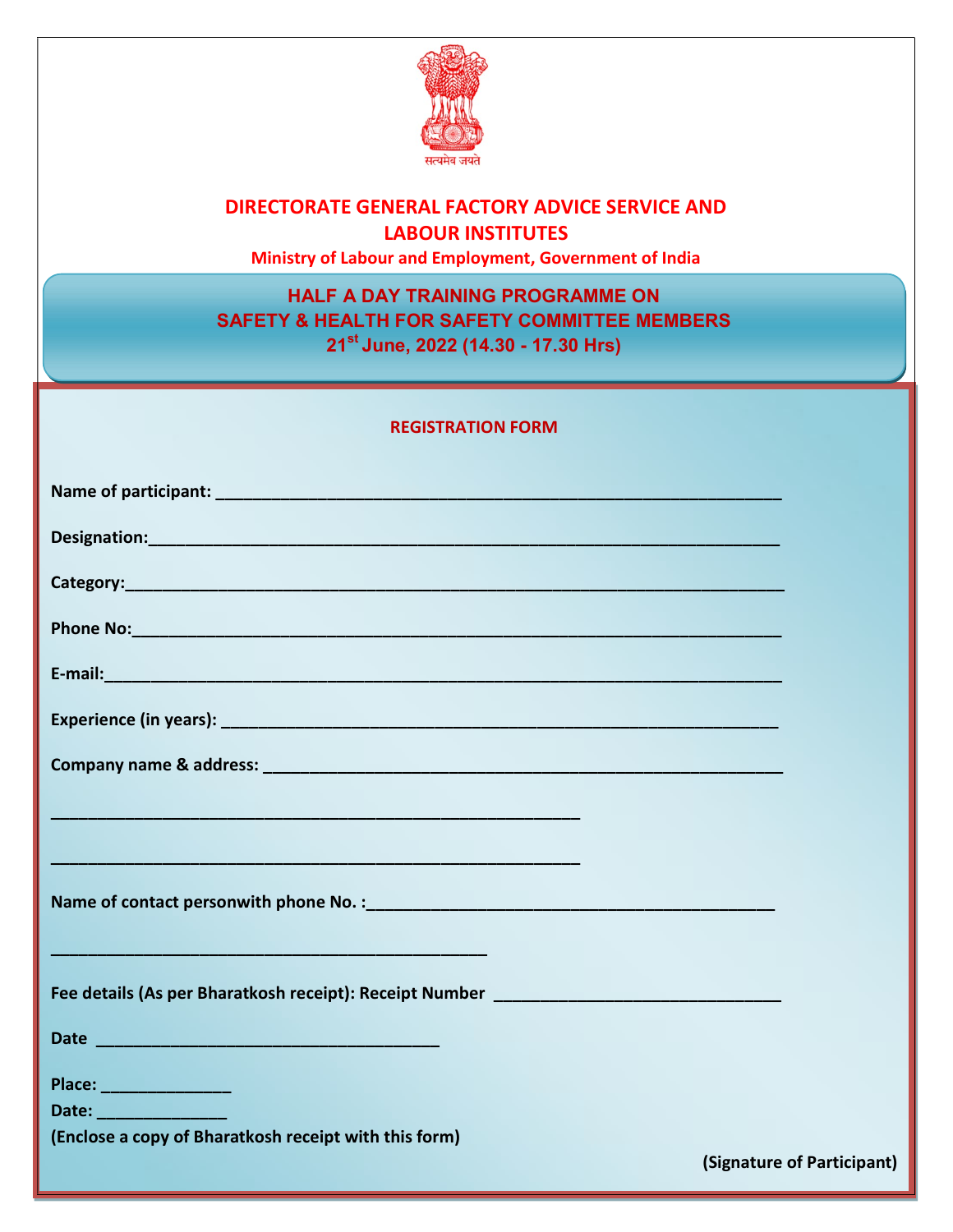सत्यमेव जयते

# DIRECTORATE GENERAL FACTORY ADVICE SERVICE AND LABOUR INSTITUTES

**Ministry of Labour and Employment, Government of India**

## HALF A DAY TRAINING PROGRAMME ON SAFETY & HEALTH FOR SAFETY COMMITTEE MEMBERS

**21st June, 2022 (14.30 - 17.30 Hrs)**

### REGISTRATION FORM

**Name of participant:** ___________________________________________________________

**Designation:**_______________________________________________________________

**Category:**_________________________________________________________________

**Phone No:**_______________________________________________________________

**E-mail:**_________________________________________________________________

**Experience (in years):** ____________________________________________________

**Company name & address:** _________________________________________________

_____________________________________________________

_____________________________________________________

**Name of contact personwith phone No. :**________________________________________

_____________________________________________

**Fee details (As per Bharatkosh receipt): Receipt Number** ___________________________

**Date** ____________________________________

**Place:** _____________

**Date:** _____________

**(Enclose a copy of Bharatkosh receipt with this form)**

**(Signature of Participant)**